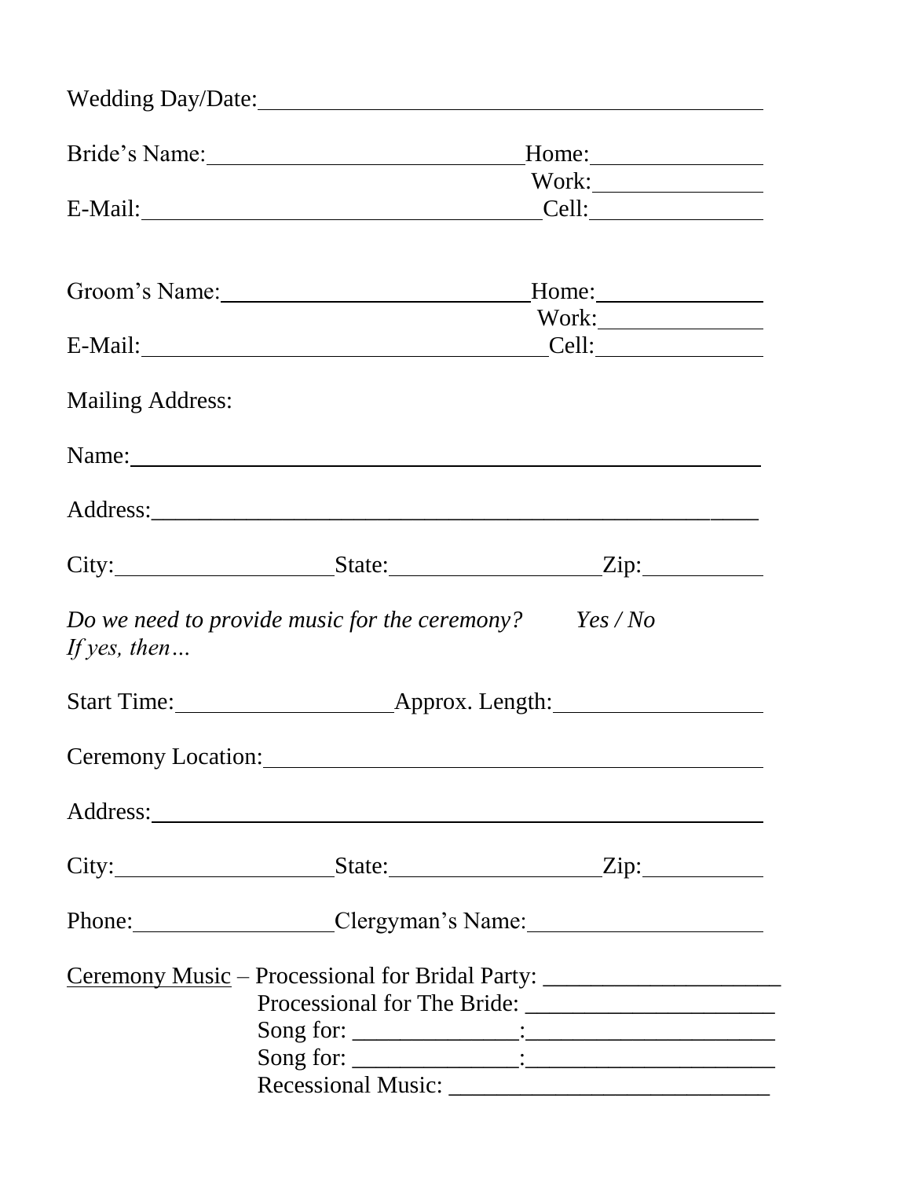Wedding Day/Date: ______________________________________________

Bride's Name: ____________________________ Home: ______________
Work: ______________
E-Mail: ____________________________________ Cell: ______________

Groom's Name: ____________________________ Home: ______________
Work: ______________
E-Mail: ____________________________________ Cell: ______________

Mailing Address:

Name: ____________________________________________________________

Address: _________________________________________________________

City: ____________________ State: ____________________ Zip: ___________

*Do we need to provide music for the ceremony?* *Yes / No*
*If yes, then…*

Start Time: ____________________ Approx. Length: ____________________

Ceremony Location: _______________________________________________

Address: _________________________________________________________

City: ____________________ State: ____________________ Zip: ___________

Phone: __________________ Clergyman's Name: ______________________

<u>Ceremony Music</u> – Processional for Bridal Party: ____________________
Processional for The Bride: ______________________
Song for: ______________: ______________________
Song for: ______________: ______________________
Recessional Music: ____________________________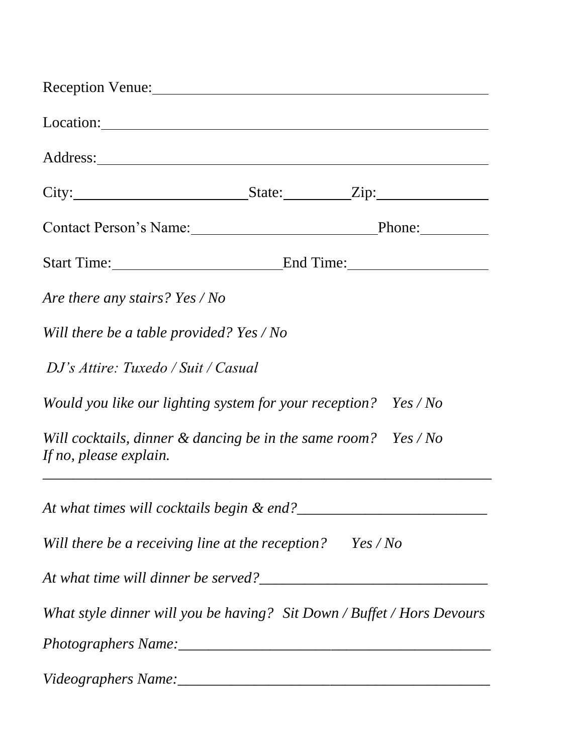Reception Venue:_______________________________________________

Location:_____________________________________________________

Address:______________________________________________________

City:________________________State:_________Zip:_______________

Contact Person's Name:__________________________Phone:_________

Start Time:________________________End Time:___________________

*Are there any stairs? Yes / No*

*Will there be a table provided? Yes / No*

*DJ's Attire: Tuxedo / Suit / Casual*

*Would you like our lighting system for your reception? Yes / No*

*Will cocktails, dinner & dancing be in the same room? Yes / No*
*If no, please explain.*

_________________________________________________________________

*At what times will cocktails begin & end?*__________________________

*Will there be a receiving line at the reception? Yes / No*

*At what time will dinner be served?*______________________________

*What style dinner will you be having? Sit Down / Buffet / Hors Devours*

*Photographers Name:*___________________________________________

*Videographers Name:*___________________________________________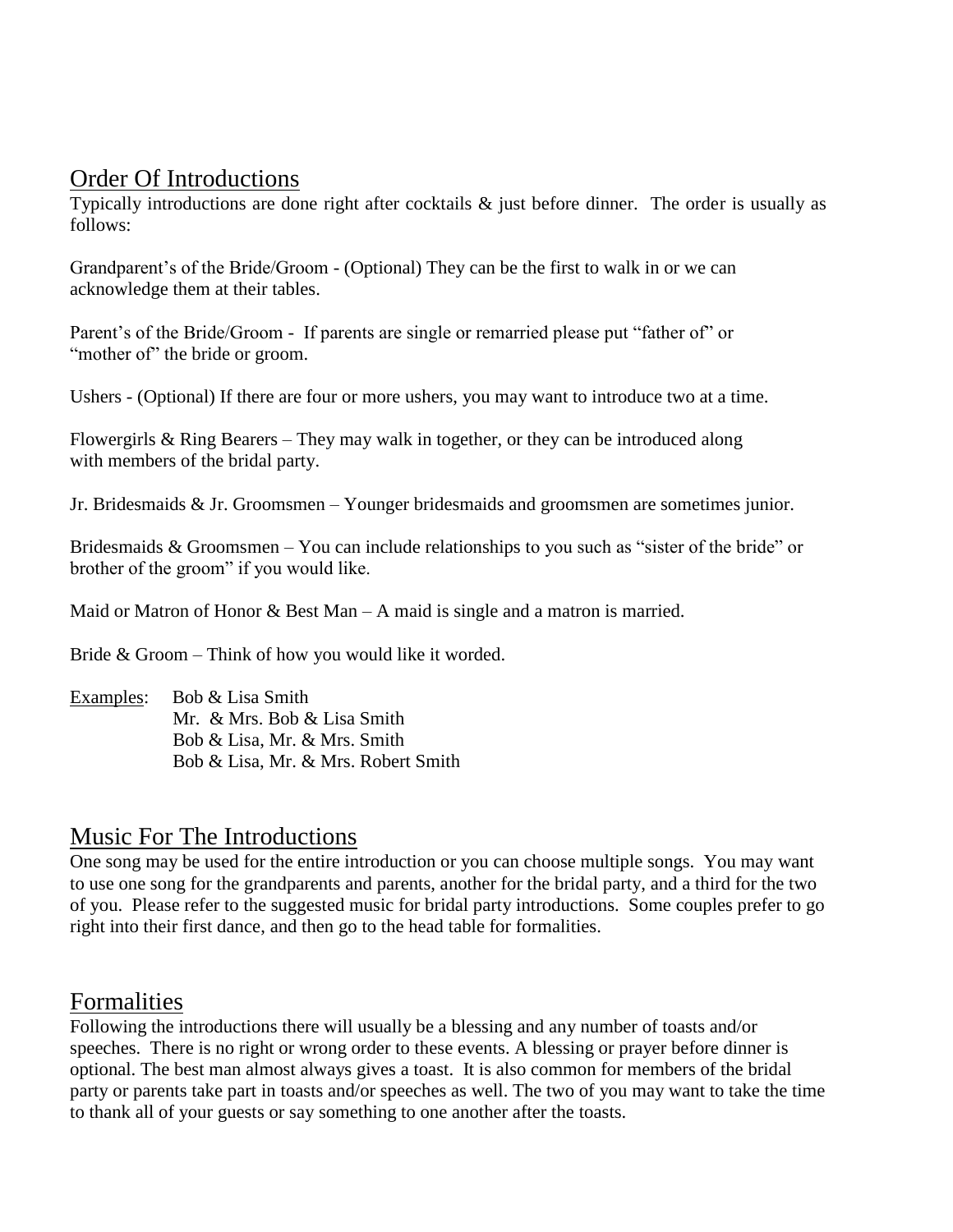## Order Of Introductions

Typically introductions are done right after cocktails & just before dinner. The order is usually as follows:

Grandparent's of the Bride/Groom - (Optional) They can be the first to walk in or we can acknowledge them at their tables.

Parent's of the Bride/Groom - If parents are single or remarried please put "father of" or "mother of" the bride or groom.

Ushers - (Optional) If there are four or more ushers, you may want to introduce two at a time.

Flowergirls & Ring Bearers – They may walk in together, or they can be introduced along with members of the bridal party.

Jr. Bridesmaids & Jr. Groomsmen – Younger bridesmaids and groomsmen are sometimes junior.

Bridesmaids & Groomsmen – You can include relationships to you such as "sister of the bride" or brother of the groom" if you would like.

Maid or Matron of Honor & Best Man – A maid is single and a matron is married.

Bride & Groom – Think of how you would like it worded.

Examples:
- Bob & Lisa Smith
- Mr. & Mrs. Bob & Lisa Smith
- Bob & Lisa, Mr. & Mrs. Smith
- Bob & Lisa, Mr. & Mrs. Robert Smith

## Music For The Introductions

One song may be used for the entire introduction or you can choose multiple songs. You may want to use one song for the grandparents and parents, another for the bridal party, and a third for the two of you. Please refer to the suggested music for bridal party introductions. Some couples prefer to go right into their first dance, and then go to the head table for formalities.

## Formalities

Following the introductions there will usually be a blessing and any number of toasts and/or speeches. There is no right or wrong order to these events. A blessing or prayer before dinner is optional. The best man almost always gives a toast. It is also common for members of the bridal party or parents take part in toasts and/or speeches as well. The two of you may want to take the time to thank all of your guests or say something to one another after the toasts.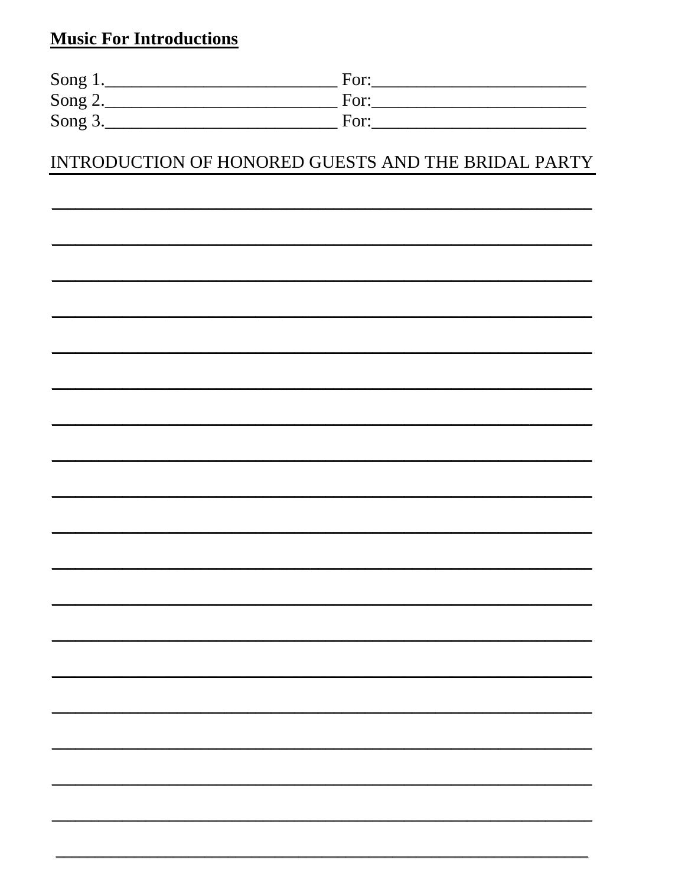**Music For Introductions**

Song 1.__________________________ For:________________________
Song 2.__________________________ For:________________________
Song 3.__________________________ For:________________________

INTRODUCTION OF HONORED GUESTS AND THE BRIDAL PARTY

_______________________________________________________________

_______________________________________________________________

_______________________________________________________________

_______________________________________________________________

_______________________________________________________________

_______________________________________________________________

_______________________________________________________________

_______________________________________________________________

_______________________________________________________________

_______________________________________________________________

_______________________________________________________________

_______________________________________________________________

_______________________________________________________________

_______________________________________________________________

_______________________________________________________________

_______________________________________________________________

_______________________________________________________________

_______________________________________________________________

_______________________________________________________________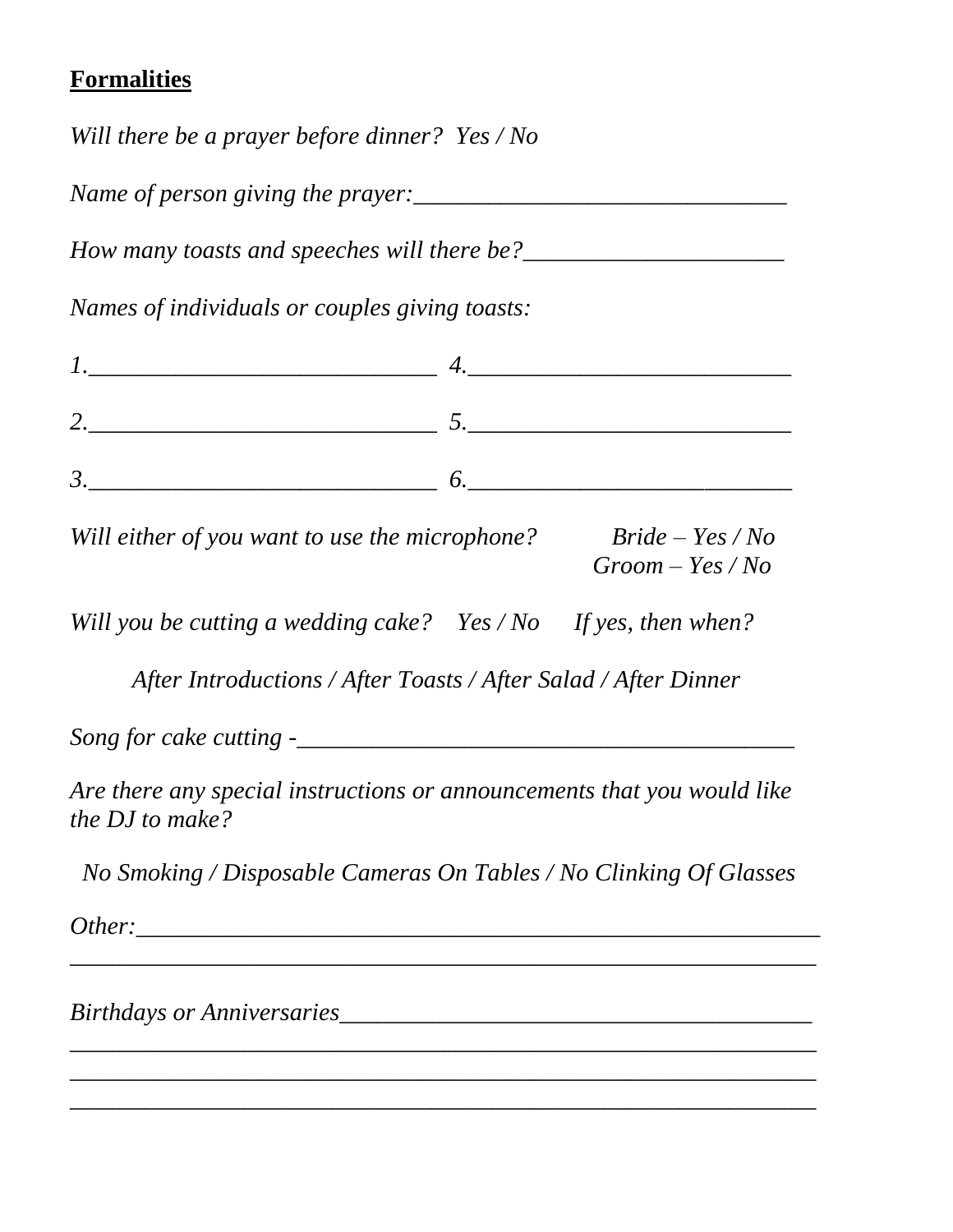**Formalities**

*Will there be a prayer before dinner? Yes / No*

*Name of person giving the prayer:_______________________________*

*How many toasts and speeches will there be?_____________________*

*Names of individuals or couples giving toasts:*

*1.____________________________ 4.__________________________*

*2.____________________________ 5.__________________________*

*3.____________________________ 6.__________________________*

*Will either of you want to use the microphone? Bride – Yes / No*
*Groom – Yes / No*

*Will you be cutting a wedding cake? Yes / No If yes, then when?*

*After Introductions / After Toasts / After Salad / After Dinner*

*Song for cake cutting -_________________________________________*

*Are there any special instructions or announcements that you would like the DJ to make?*

*No Smoking / Disposable Cameras On Tables / No Clinking Of Glasses*

*Other:__________________________________________________________*
_______________________________________________________________

*Birthdays or Anniversaries_______________________________________*
_______________________________________________________________
_______________________________________________________________
_______________________________________________________________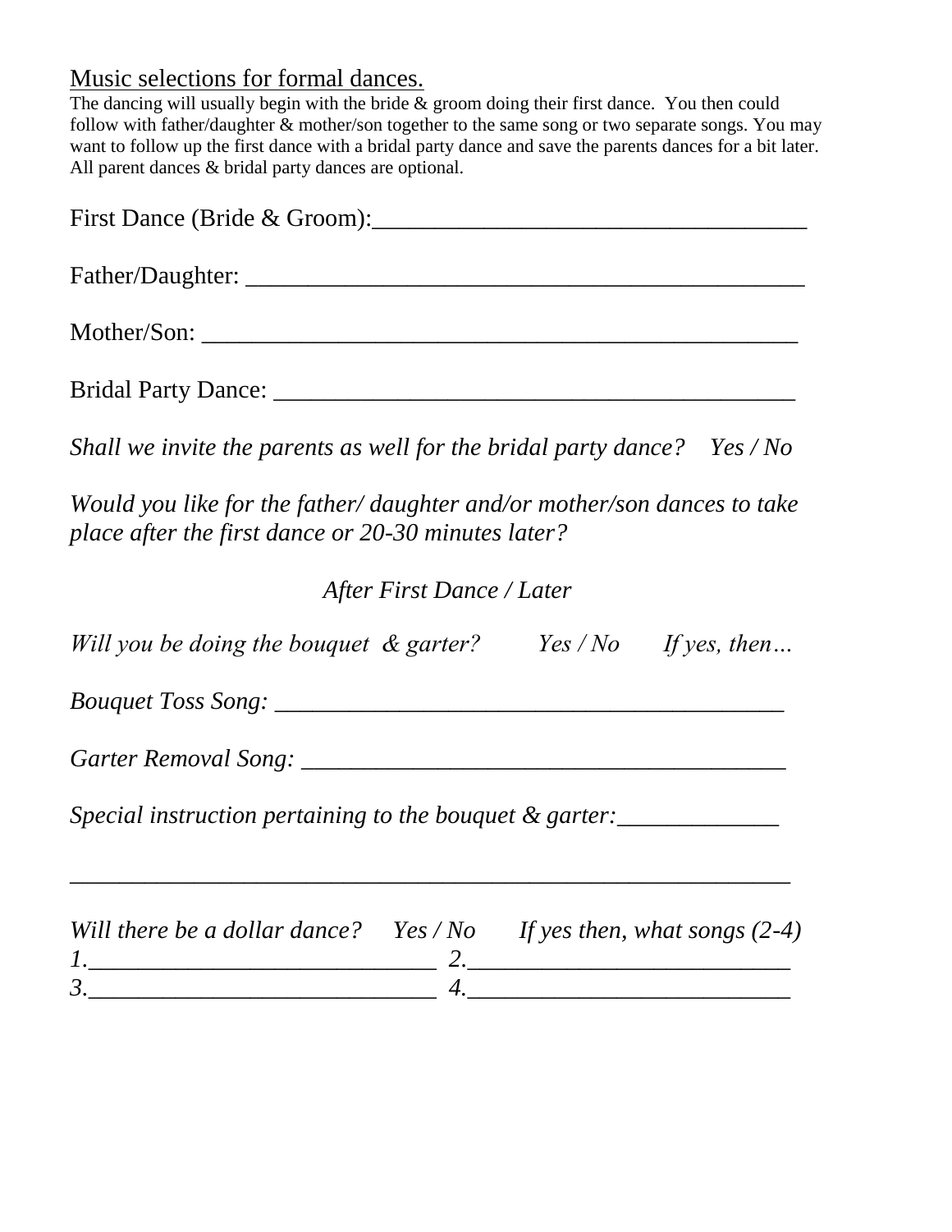## Music selections for formal dances.

The dancing will usually begin with the bride & groom doing their first dance. You then could follow with father/daughter & mother/son together to the same song or two separate songs. You may want to follow up the first dance with a bridal party dance and save the parents dances for a bit later. All parent dances & bridal party dances are optional.

First Dance (Bride & Groom):___________________________________

Father/Daughter: _____________________________________________

Mother/Son: ________________________________________________

Bridal Party Dance: __________________________________________

*Shall we invite the parents as well for the bridal party dance? Yes / No*

*Would you like for the father/ daughter and/or mother/son dances to take place after the first dance or 20-30 minutes later?*

*After First Dance / Later*

*Will you be doing the bouquet & garter? Yes / No If yes, then…*

*Bouquet Toss Song:* _________________________________________

*Garter Removal Song:* _______________________________________

*Special instruction pertaining to the bouquet & garter:*_____________

__________________________________________________________

*Will there be a dollar dance? Yes / No If yes then, what songs (2-4)*

*1.*_____________________________ *2.*__________________________

*3.*_____________________________ *4.*__________________________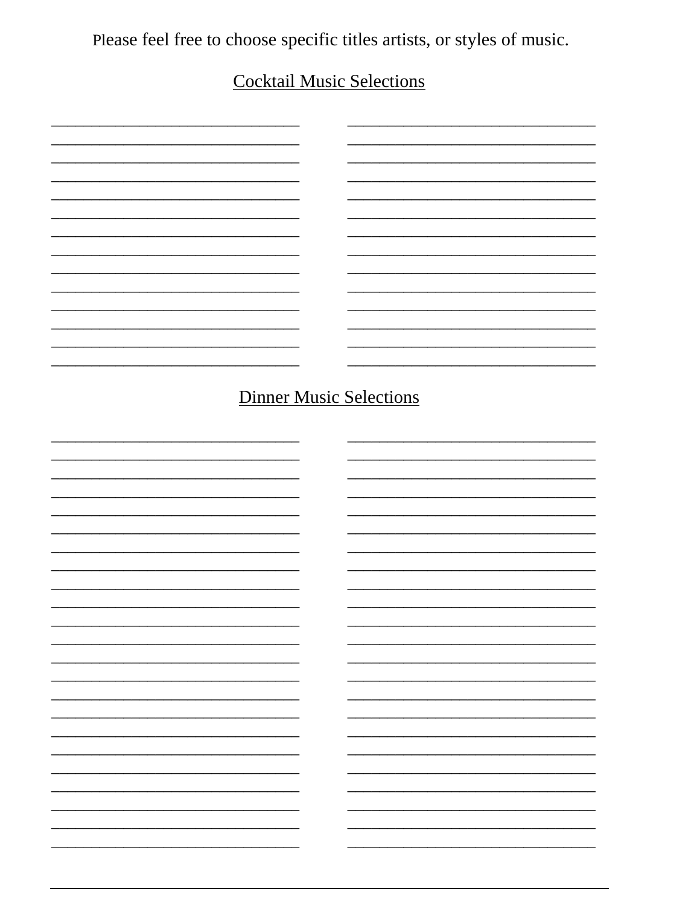Please feel free to choose specific titles artists, or styles of music.

## Cocktail Music Selections

| | |
|---|---|
| ______________________________ | ______________________________ |
| ______________________________ | ______________________________ |
| ______________________________ | ______________________________ |
| ______________________________ | ______________________________ |
| ______________________________ | ______________________________ |
| ______________________________ | ______________________________ |
| ______________________________ | ______________________________ |
| ______________________________ | ______________________________ |
| ______________________________ | ______________________________ |
| ______________________________ | ______________________________ |
| ______________________________ | ______________________________ |
| ______________________________ | ______________________________ |
| ______________________________ | ______________________________ |
| ______________________________ | ______________________________ |

## Dinner Music Selections

| | |
|---|---|
| ______________________________ | ______________________________ |
| ______________________________ | ______________________________ |
| ______________________________ | ______________________________ |
| ______________________________ | ______________________________ |
| ______________________________ | ______________________________ |
| ______________________________ | ______________________________ |
| ______________________________ | ______________________________ |
| ______________________________ | ______________________________ |
| ______________________________ | ______________________________ |
| ______________________________ | ______________________________ |
| ______________________________ | ______________________________ |
| ______________________________ | ______________________________ |
| ______________________________ | ______________________________ |
| ______________________________ | ______________________________ |
| ______________________________ | ______________________________ |
| ______________________________ | ______________________________ |
| ______________________________ | ______________________________ |
| ______________________________ | ______________________________ |
| ______________________________ | ______________________________ |
| ______________________________ | ______________________________ |
| ______________________________ | ______________________________ |
| ______________________________ | ______________________________ |
| ______________________________ | ______________________________ |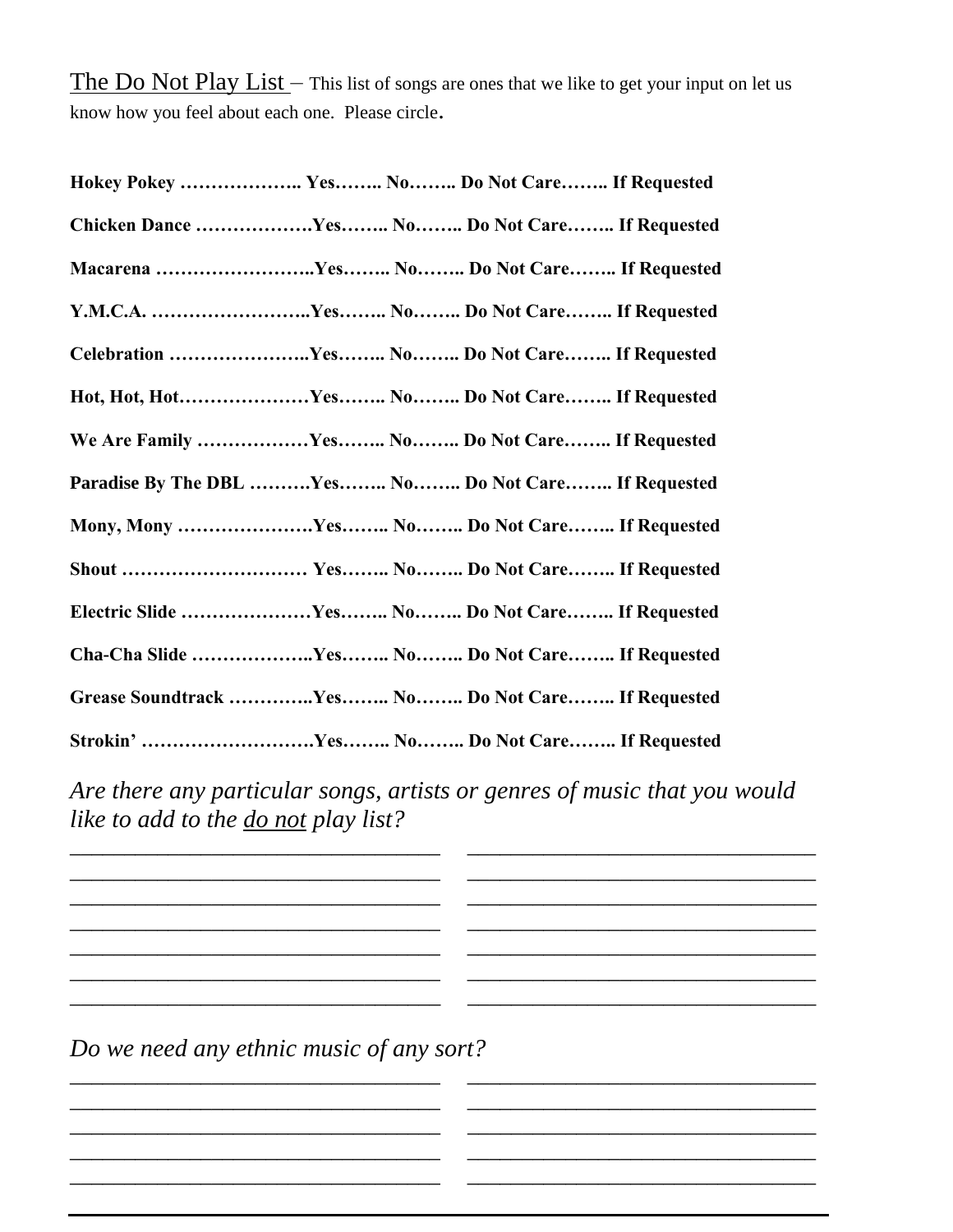<u>The Do Not Play List</u> – This list of songs are ones that we like to get your input on let us know how you feel about each one. Please circle.

**Hokey Pokey ……………….. Yes…….. No…….. Do Not Care…….. If Requested**

**Chicken Dance ……………….Yes…….. No…….. Do Not Care…….. If Requested**

**Macarena ……………………..Yes…….. No…….. Do Not Care…….. If Requested**

**Y.M.C.A. ……………………..Yes…….. No…….. Do Not Care…….. If Requested**

**Celebration …………………..Yes…….. No…….. Do Not Care…….. If Requested**

**Hot, Hot, Hot…………………Yes…….. No…….. Do Not Care…….. If Requested**

**We Are Family ………………Yes…….. No…….. Do Not Care…….. If Requested**

**Paradise By The DBL ……….Yes…….. No…….. Do Not Care…….. If Requested**

**Mony, Mony ………………….Yes…….. No…….. Do Not Care…….. If Requested**

**Shout ………………………… Yes…….. No…….. Do Not Care…….. If Requested**

**Electric Slide …………………Yes…….. No…….. Do Not Care…….. If Requested**

**Cha-Cha Slide ………………..Yes…….. No…….. Do Not Care…….. If Requested**

**Grease Soundtrack …………..Yes…….. No…….. Do Not Care…….. If Requested**

**Strokin' ……………………….Yes…….. No…….. Do Not Care…….. If Requested**

*Are there any particular songs, artists or genres of music that you would like to add to the <u>do not</u> play list?*

___________________________________ ___________________________________
___________________________________ ___________________________________
___________________________________ ___________________________________
___________________________________ ___________________________________
___________________________________ ___________________________________
___________________________________ ___________________________________
___________________________________ ___________________________________

*Do we need any ethnic music of any sort?*

___________________________________ ___________________________________
___________________________________ ___________________________________
___________________________________ ___________________________________
___________________________________ ___________________________________
___________________________________ ___________________________________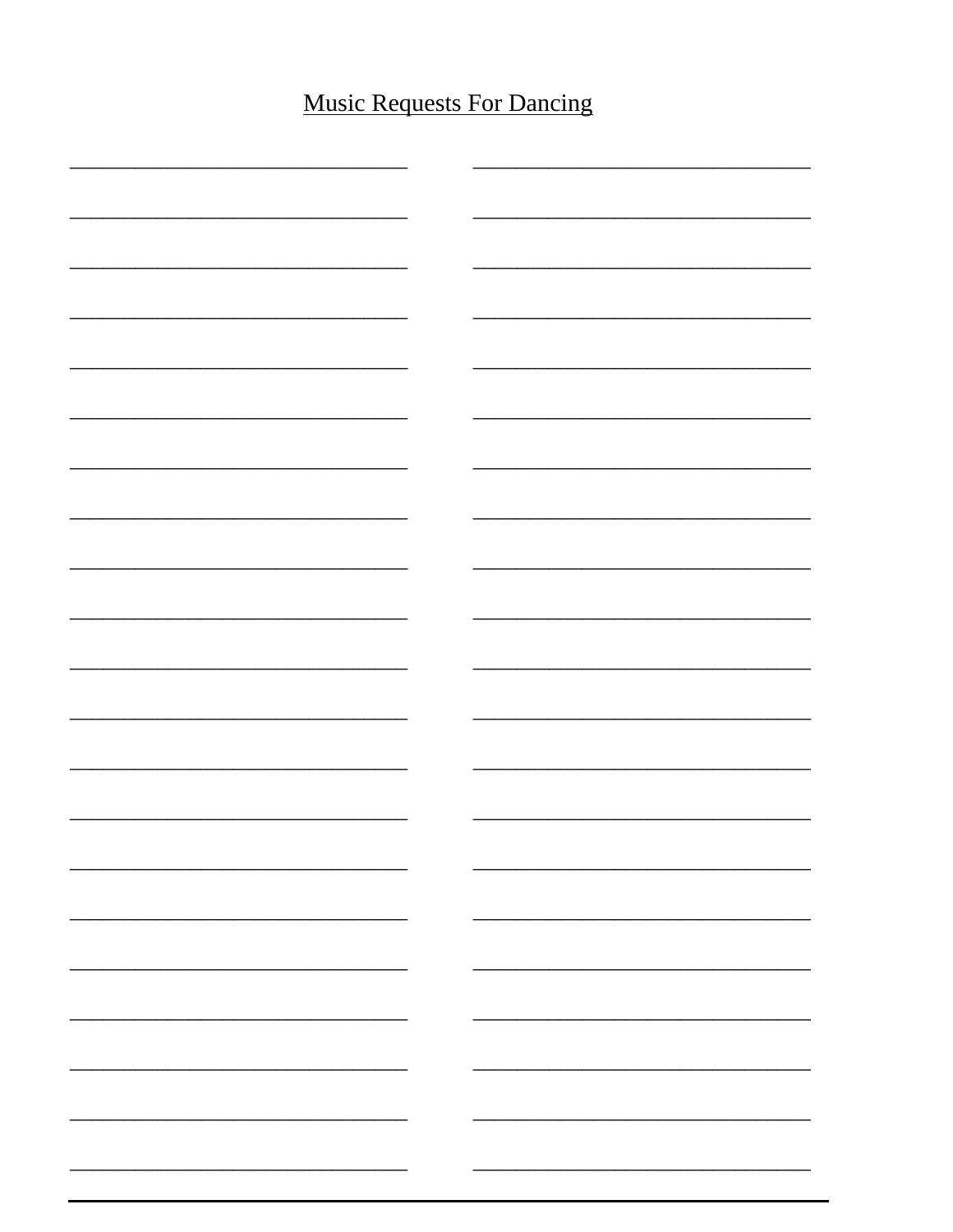Music Requests For Dancing

\_\_\_\_\_\_\_\_\_\_\_\_\_\_\_\_\_\_\_\_\_\_\_\_\_\_\_\_\_\_ \_\_\_\_\_\_\_\_\_\_\_\_\_\_\_\_\_\_\_\_\_\_\_\_\_\_\_\_\_\_

\_\_\_\_\_\_\_\_\_\_\_\_\_\_\_\_\_\_\_\_\_\_\_\_\_\_\_\_\_\_ \_\_\_\_\_\_\_\_\_\_\_\_\_\_\_\_\_\_\_\_\_\_\_\_\_\_\_\_\_\_

\_\_\_\_\_\_\_\_\_\_\_\_\_\_\_\_\_\_\_\_\_\_\_\_\_\_\_\_\_\_ \_\_\_\_\_\_\_\_\_\_\_\_\_\_\_\_\_\_\_\_\_\_\_\_\_\_\_\_\_\_

\_\_\_\_\_\_\_\_\_\_\_\_\_\_\_\_\_\_\_\_\_\_\_\_\_\_\_\_\_\_ \_\_\_\_\_\_\_\_\_\_\_\_\_\_\_\_\_\_\_\_\_\_\_\_\_\_\_\_\_\_

\_\_\_\_\_\_\_\_\_\_\_\_\_\_\_\_\_\_\_\_\_\_\_\_\_\_\_\_\_\_ \_\_\_\_\_\_\_\_\_\_\_\_\_\_\_\_\_\_\_\_\_\_\_\_\_\_\_\_\_\_

\_\_\_\_\_\_\_\_\_\_\_\_\_\_\_\_\_\_\_\_\_\_\_\_\_\_\_\_\_\_ \_\_\_\_\_\_\_\_\_\_\_\_\_\_\_\_\_\_\_\_\_\_\_\_\_\_\_\_\_\_

\_\_\_\_\_\_\_\_\_\_\_\_\_\_\_\_\_\_\_\_\_\_\_\_\_\_\_\_\_\_ \_\_\_\_\_\_\_\_\_\_\_\_\_\_\_\_\_\_\_\_\_\_\_\_\_\_\_\_\_\_

\_\_\_\_\_\_\_\_\_\_\_\_\_\_\_\_\_\_\_\_\_\_\_\_\_\_\_\_\_\_ \_\_\_\_\_\_\_\_\_\_\_\_\_\_\_\_\_\_\_\_\_\_\_\_\_\_\_\_\_\_

\_\_\_\_\_\_\_\_\_\_\_\_\_\_\_\_\_\_\_\_\_\_\_\_\_\_\_\_\_\_ \_\_\_\_\_\_\_\_\_\_\_\_\_\_\_\_\_\_\_\_\_\_\_\_\_\_\_\_\_\_

\_\_\_\_\_\_\_\_\_\_\_\_\_\_\_\_\_\_\_\_\_\_\_\_\_\_\_\_\_\_ \_\_\_\_\_\_\_\_\_\_\_\_\_\_\_\_\_\_\_\_\_\_\_\_\_\_\_\_\_\_

\_\_\_\_\_\_\_\_\_\_\_\_\_\_\_\_\_\_\_\_\_\_\_\_\_\_\_\_\_\_ \_\_\_\_\_\_\_\_\_\_\_\_\_\_\_\_\_\_\_\_\_\_\_\_\_\_\_\_\_\_

\_\_\_\_\_\_\_\_\_\_\_\_\_\_\_\_\_\_\_\_\_\_\_\_\_\_\_\_\_\_ \_\_\_\_\_\_\_\_\_\_\_\_\_\_\_\_\_\_\_\_\_\_\_\_\_\_\_\_\_\_

\_\_\_\_\_\_\_\_\_\_\_\_\_\_\_\_\_\_\_\_\_\_\_\_\_\_\_\_\_\_ \_\_\_\_\_\_\_\_\_\_\_\_\_\_\_\_\_\_\_\_\_\_\_\_\_\_\_\_\_\_

\_\_\_\_\_\_\_\_\_\_\_\_\_\_\_\_\_\_\_\_\_\_\_\_\_\_\_\_\_\_ \_\_\_\_\_\_\_\_\_\_\_\_\_\_\_\_\_\_\_\_\_\_\_\_\_\_\_\_\_\_

\_\_\_\_\_\_\_\_\_\_\_\_\_\_\_\_\_\_\_\_\_\_\_\_\_\_\_\_\_\_ \_\_\_\_\_\_\_\_\_\_\_\_\_\_\_\_\_\_\_\_\_\_\_\_\_\_\_\_\_\_

\_\_\_\_\_\_\_\_\_\_\_\_\_\_\_\_\_\_\_\_\_\_\_\_\_\_\_\_\_\_ \_\_\_\_\_\_\_\_\_\_\_\_\_\_\_\_\_\_\_\_\_\_\_\_\_\_\_\_\_\_

\_\_\_\_\_\_\_\_\_\_\_\_\_\_\_\_\_\_\_\_\_\_\_\_\_\_\_\_\_\_ \_\_\_\_\_\_\_\_\_\_\_\_\_\_\_\_\_\_\_\_\_\_\_\_\_\_\_\_\_\_

\_\_\_\_\_\_\_\_\_\_\_\_\_\_\_\_\_\_\_\_\_\_\_\_\_\_\_\_\_\_ \_\_\_\_\_\_\_\_\_\_\_\_\_\_\_\_\_\_\_\_\_\_\_\_\_\_\_\_\_\_

\_\_\_\_\_\_\_\_\_\_\_\_\_\_\_\_\_\_\_\_\_\_\_\_\_\_\_\_\_\_ \_\_\_\_\_\_\_\_\_\_\_\_\_\_\_\_\_\_\_\_\_\_\_\_\_\_\_\_\_\_

\_\_\_\_\_\_\_\_\_\_\_\_\_\_\_\_\_\_\_\_\_\_\_\_\_\_\_\_\_\_ \_\_\_\_\_\_\_\_\_\_\_\_\_\_\_\_\_\_\_\_\_\_\_\_\_\_\_\_\_\_

\_\_\_\_\_\_\_\_\_\_\_\_\_\_\_\_\_\_\_\_\_\_\_\_\_\_\_\_\_\_ \_\_\_\_\_\_\_\_\_\_\_\_\_\_\_\_\_\_\_\_\_\_\_\_\_\_\_\_\_\_